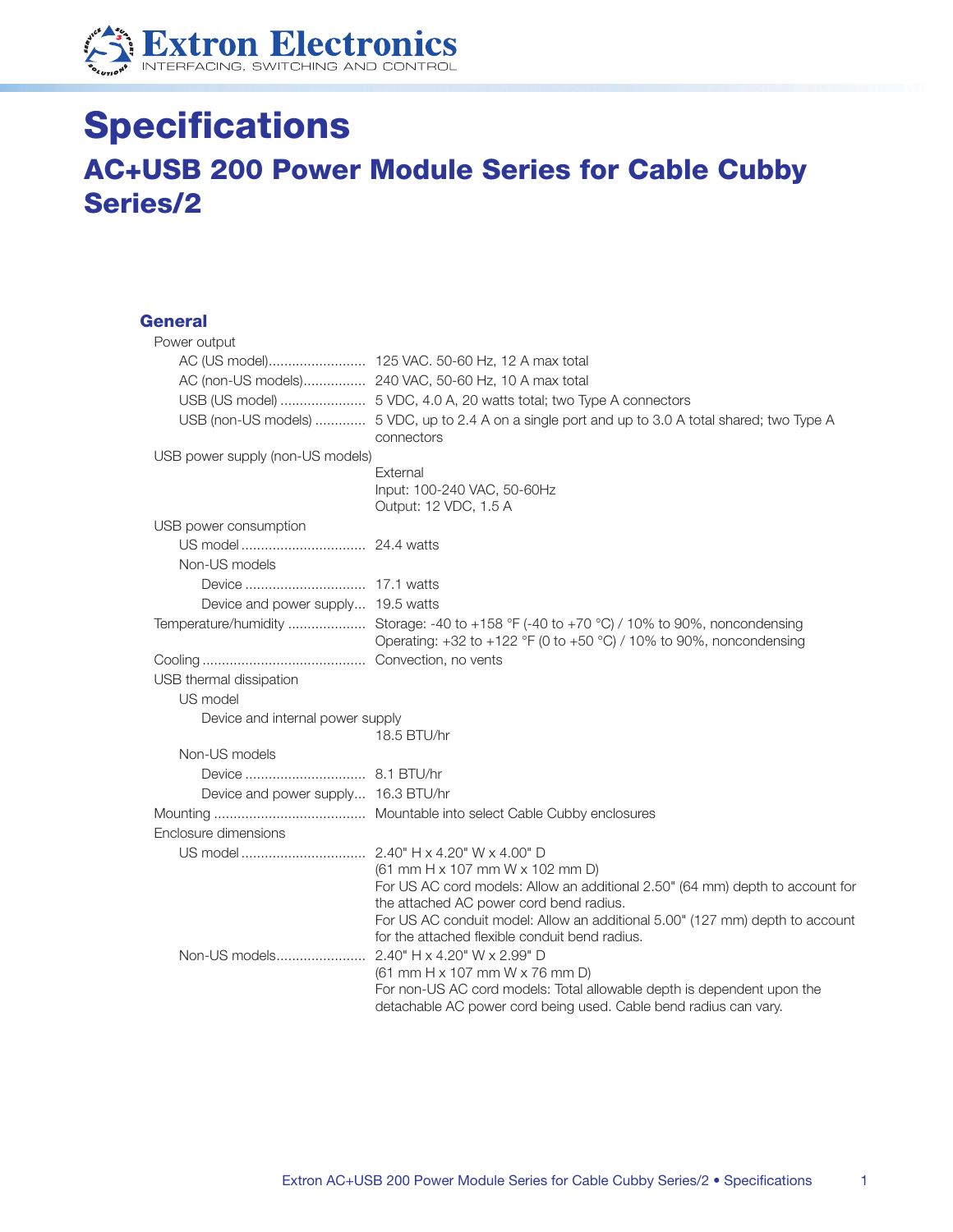Extron Electronics
INTERFACING, SWITCHING AND CONTROL

# Specifications

## AC+USB 200 Power Module Series for Cable Cubby Series/2

### General

Power output
- AC (US model) ........................ 125 VAC. 50-60 Hz, 12 A max total
- AC (non-US models) ................ 240 VAC, 50-60 Hz, 10 A max total
- USB (US model) ...................... 5 VDC, 4.0 A, 20 watts total; two Type A connectors
- USB (non-US models) ............. 5 VDC, up to 2.4 A on a single port and up to 3.0 A total shared; two Type A connectors

USB power supply (non-US models)
External
Input: 100-240 VAC, 50-60Hz
Output: 12 VDC, 1.5 A

USB power consumption
- US model ................................ 24.4 watts
- Non-US models
  - Device ............................... 17.1 watts
  - Device and power supply... 19.5 watts

Temperature/humidity .................... Storage: -40 to +158 °F (-40 to +70 °C) / 10% to 90%, noncondensing
Operating: +32 to +122 °F (0 to +50 °C) / 10% to 90%, noncondensing

Cooling .......................................... Convection, no vents

USB thermal dissipation
- US model
  - Device and internal power supply
    18.5 BTU/hr
- Non-US models
  - Device ............................... 8.1 BTU/hr
  - Device and power supply... 16.3 BTU/hr

Mounting ....................................... Mountable into select Cable Cubby enclosures

Enclosure dimensions
- US model ................................ 2.40" H x 4.20" W x 4.00" D
  (61 mm H x 107 mm W x 102 mm D)
  For US AC cord models: Allow an additional 2.50" (64 mm) depth to account for the attached AC power cord bend radius.
  For US AC conduit model: Allow an additional 5.00" (127 mm) depth to account for the attached flexible conduit bend radius.
- Non-US models....................... 2.40" H x 4.20" W x 2.99" D
  (61 mm H x 107 mm W x 76 mm D)
  For non-US AC cord models: Total allowable depth is dependent upon the detachable AC power cord being used. Cable bend radius can vary.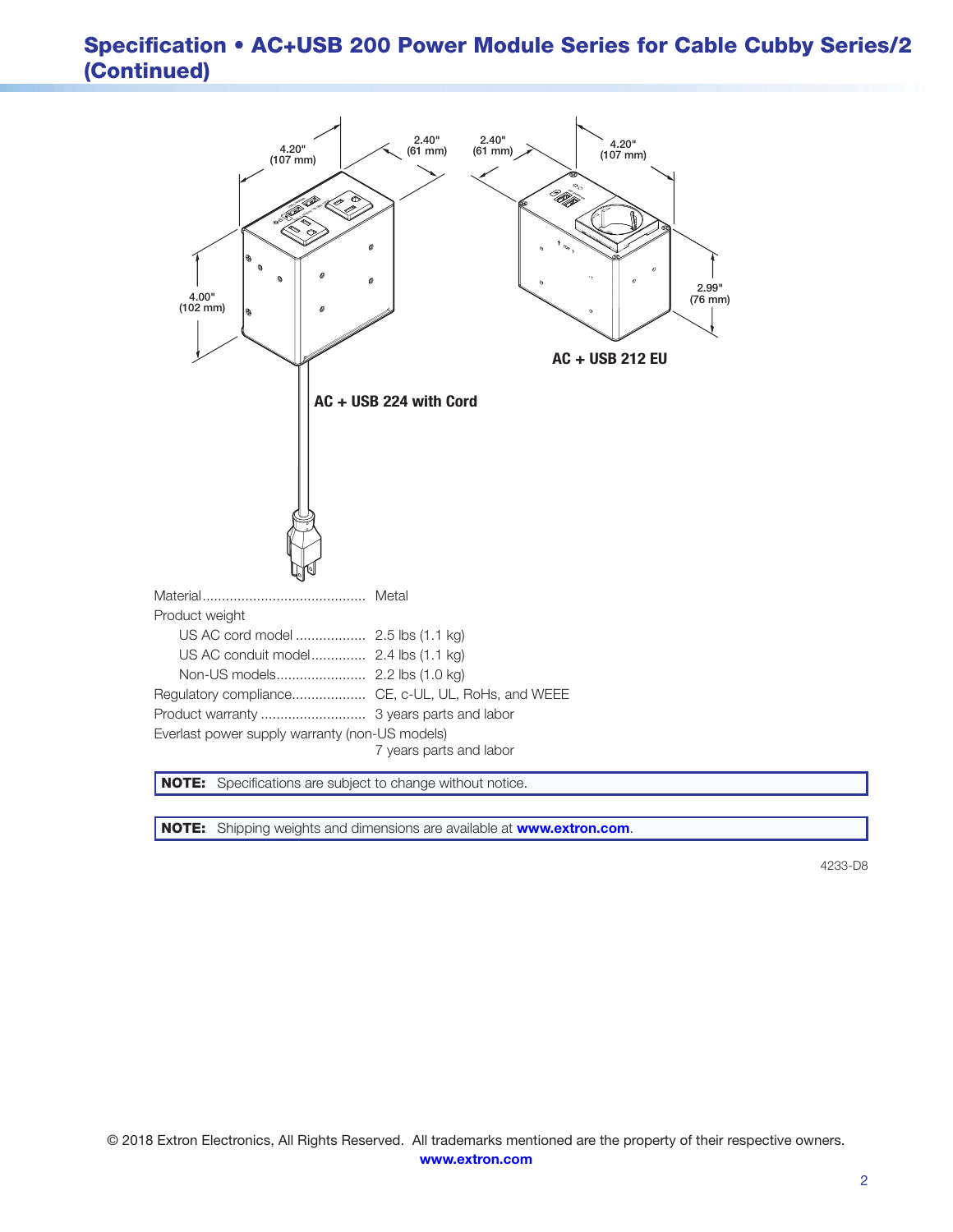## Specification • AC+USB 200 Power Module Series for Cable Cubby Series/2 (Continued)

4.20"
(107 mm)

2.40"
(61 mm)

4.00"
(102 mm)

AC + USB 224 with Cord

2.40"
(61 mm)

4.20"
(107 mm)

2.99"
(76 mm)

AC + USB 212 EU

Material.......................................... Metal

Product weight

- US AC cord model .................. 2.5 lbs (1.1 kg)
- US AC conduit model.............. 2.4 lbs (1.1 kg)
- Non-US models....................... 2.2 lbs (1.0 kg)

Regulatory compliance................... CE, c-UL, UL, RoHs, and WEEE

Product warranty ........................... 3 years parts and labor

Everlast power supply warranty (non-US models)
7 years parts and labor

**NOTE:** Specifications are subject to change without notice.

**NOTE:** Shipping weights and dimensions are available at **www.extron.com**.

4233-D8

© 2018 Extron Electronics, All Rights Reserved. All trademarks mentioned are the property of their respective owners.
**www.extron.com**